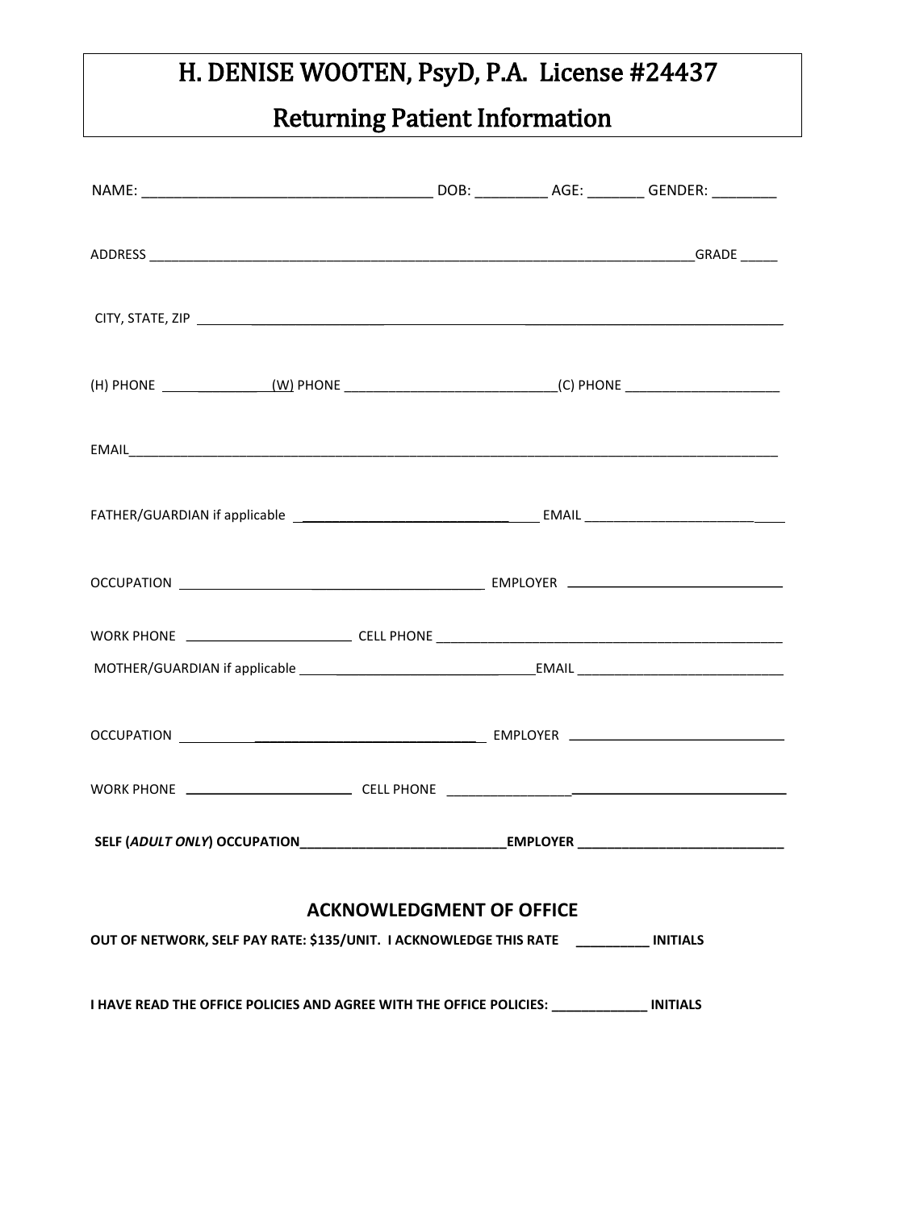# H. DENISE WOOTEN, PsyD, P.A. License #24437

## Returning Patient Information

NAME: ____________________________________ DOB: _________ AGE: _______ GENDER: ________

ADDRESS ___________________________________________________________________________GRADE _____

CITY, STATE, ZIP ___________________________________________________________________________

(H) PHONE ______________(W) PHONE _____________________________(C) PHONE _____________________

EMAIL______________________________________________________________________________________________

FATHER/GUARDIAN if applicable ______________________________ EMAIL ____________________________

OCCUPATION ___________________________________________ EMPLOYER ______________________________

WORK PHONE ______________________ CELL PHONE ________________________________________________

MOTHER/GUARDIAN if applicable ______________________________EMAIL ____________________________

OCCUPATION ___________________________________________ EMPLOYER ______________________________

WORK PHONE ______________________ CELL PHONE ________________________________________________

**SELF (*ADULT ONLY*) OCCUPATION___________________________EMPLOYER ____________________________**

### ACKNOWLEDGMENT OF OFFICE

**OUT OF NETWORK, SELF PAY RATE: $135/UNIT. I ACKNOWLEDGE THIS RATE __________ INITIALS**

**I HAVE READ THE OFFICE POLICIES AND AGREE WITH THE OFFICE POLICIES: _____________ INITIALS**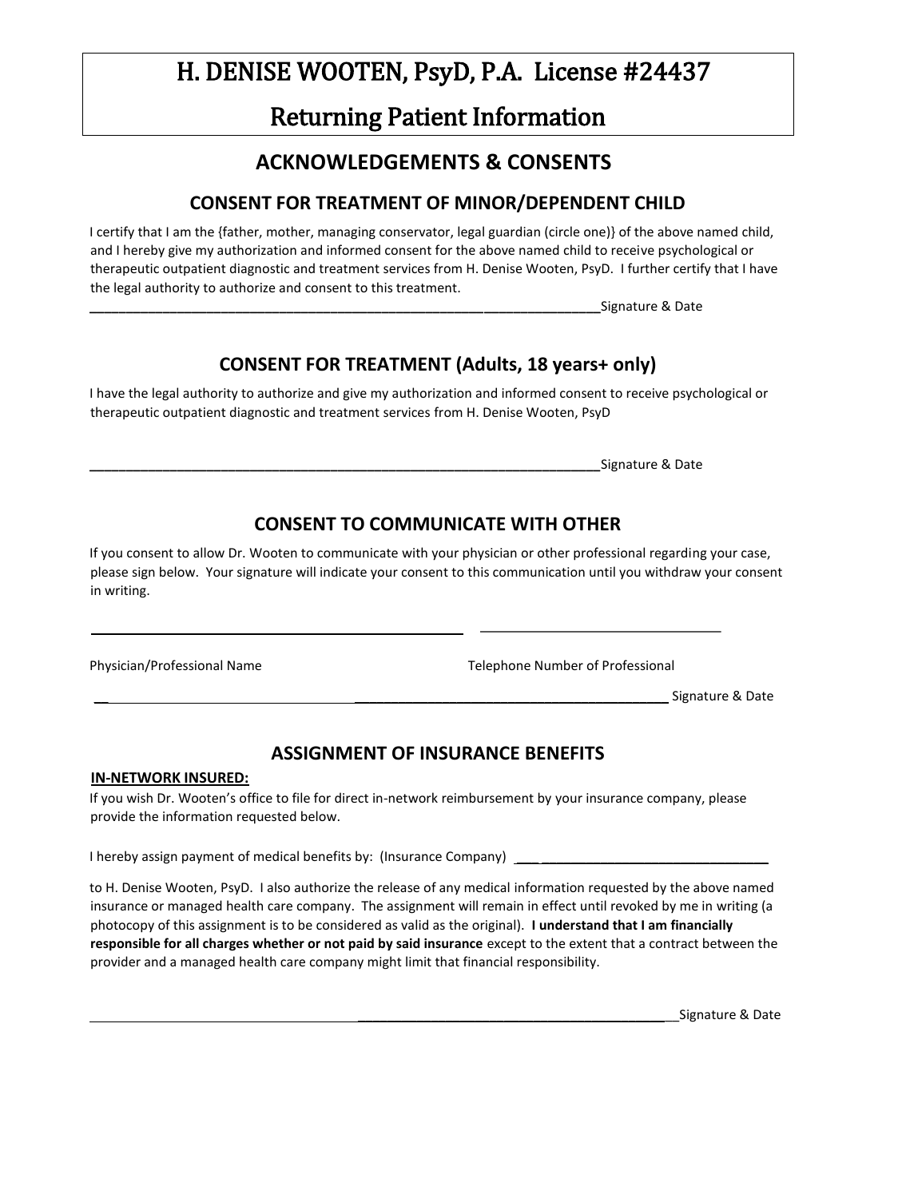# H. DENISE WOOTEN, PsyD, P.A. License #24437

# Returning Patient Information

## ACKNOWLEDGEMENTS & CONSENTS

### CONSENT FOR TREATMENT OF MINOR/DEPENDENT CHILD

I certify that I am the {father, mother, managing conservator, legal guardian (circle one)} of the above named child, and I hereby give my authorization and informed consent for the above named child to receive psychological or therapeutic outpatient diagnostic and treatment services from H. Denise Wooten, PsyD. I further certify that I have the legal authority to authorize and consent to this treatment.

_________________________________________________________________Signature & Date

### CONSENT FOR TREATMENT (Adults, 18 years+ only)

I have the legal authority to authorize and give my authorization and informed consent to receive psychological or therapeutic outpatient diagnostic and treatment services from H. Denise Wooten, PsyD

_________________________________________________________________Signature & Date

### CONSENT TO COMMUNICATE WITH OTHER

If you consent to allow Dr. Wooten to communicate with your physician or other professional regarding your case, please sign below. Your signature will indicate your consent to this communication until you withdraw your consent in writing.

_______________________________________________ ______________________________

Physician/Professional Name Telephone Number of Professional

_________________________________________________________________ Signature & Date

### ASSIGNMENT OF INSURANCE BENEFITS

**IN-NETWORK INSURED:**

If you wish Dr. Wooten's office to file for direct in-network reimbursement by your insurance company, please provide the information requested below.

I hereby assign payment of medical benefits by: (Insurance Company) ___________________________________

to H. Denise Wooten, PsyD. I also authorize the release of any medical information requested by the above named insurance or managed health care company. The assignment will remain in effect until revoked by me in writing (a photocopy of this assignment is to be considered as valid as the original). **I understand that I am financially responsible for all charges whether or not paid by said insurance** except to the extent that a contract between the provider and a managed health care company might limit that financial responsibility.

_________________________________________________________________Signature & Date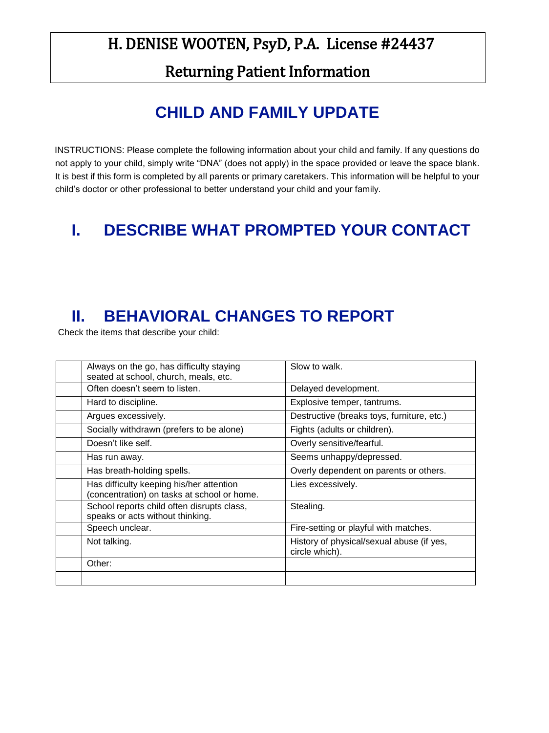# H. DENISE WOOTEN, PsyD, P.A. License #24437

## Returning Patient Information

## CHILD AND FAMILY UPDATE

INSTRUCTIONS: Please complete the following information about your child and family. If any questions do not apply to your child, simply write "DNA" (does not apply) in the space provided or leave the space blank. It is best if this form is completed by all parents or primary caretakers. This information will be helpful to your child's doctor or other professional to better understand your child and your family.

## I. DESCRIBE WHAT PROMPTED YOUR CONTACT

## II. BEHAVIORAL CHANGES TO REPORT

Check the items that describe your child:

| | | | |
|---|---|---|---|
| | Always on the go, has difficulty staying seated at school, church, meals, etc. | | Slow to walk. |
| | Often doesn't seem to listen. | | Delayed development. |
| | Hard to discipline. | | Explosive temper, tantrums. |
| | Argues excessively. | | Destructive (breaks toys, furniture, etc.) |
| | Socially withdrawn (prefers to be alone) | | Fights (adults or children). |
| | Doesn't like self. | | Overly sensitive/fearful. |
| | Has run away. | | Seems unhappy/depressed. |
| | Has breath-holding spells. | | Overly dependent on parents or others. |
| | Has difficulty keeping his/her attention (concentration) on tasks at school or home. | | Lies excessively. |
| | School reports child often disrupts class, speaks or acts without thinking. | | Stealing. |
| | Speech unclear. | | Fire-setting or playful with matches. |
| | Not talking. | | History of physical/sexual abuse (if yes, circle which). |
| | Other: | | |
| | | | |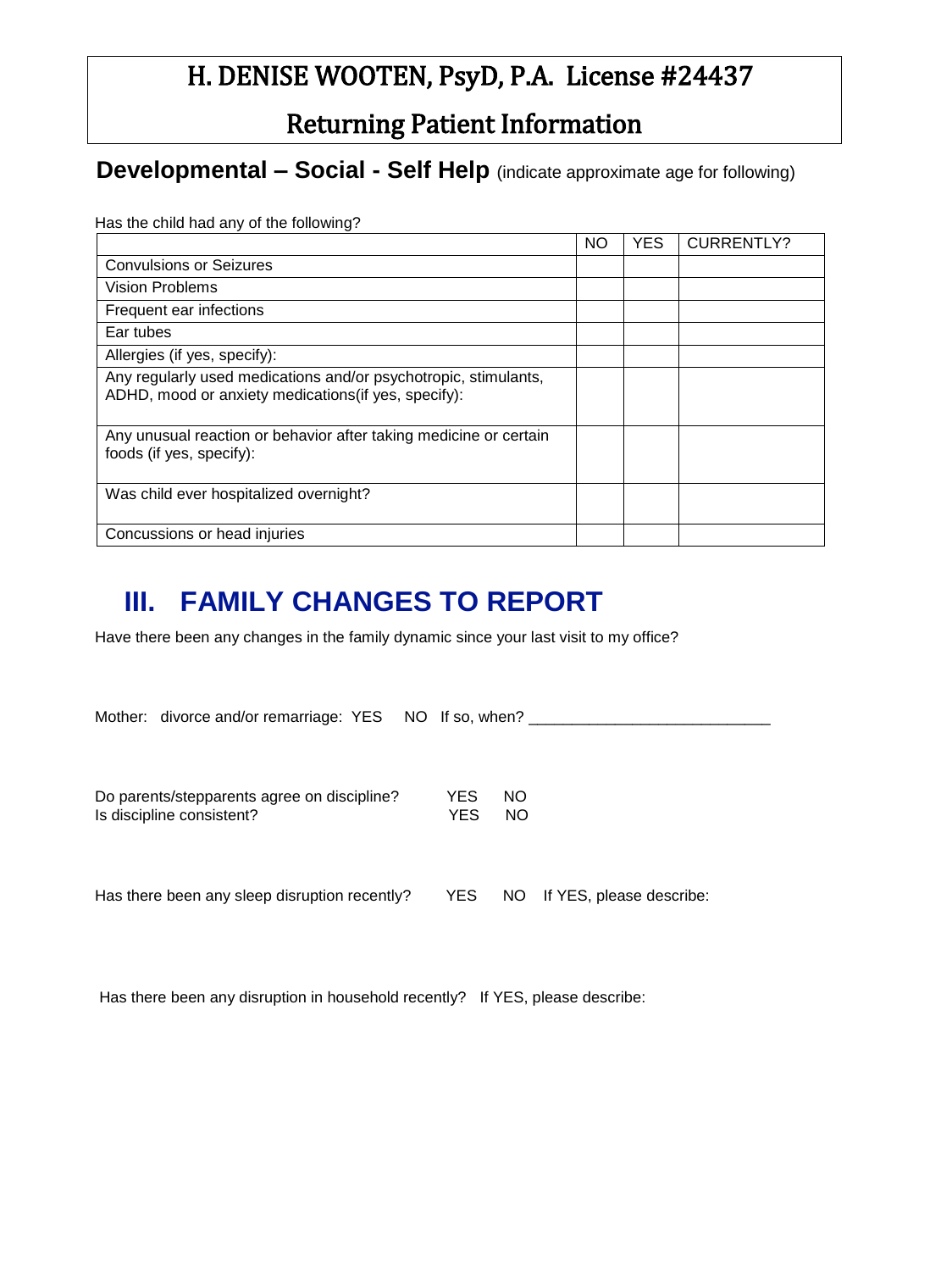# H. DENISE WOOTEN, PsyD, P.A. License #24437

## Returning Patient Information

### **Developmental – Social - Self Help** (indicate approximate age for following)

Has the child had any of the following?

| | NO | YES | CURRENTLY? |
|---|---|---|---|
| Convulsions or Seizures | | | |
| Vision Problems | | | |
| Frequent ear infections | | | |
| Ear tubes | | | |
| Allergies (if yes, specify): | | | |
| Any regularly used medications and/or psychotropic, stimulants, ADHD, mood or anxiety medications(if yes, specify): | | | |
| Any unusual reaction or behavior after taking medicine or certain foods (if yes, specify): | | | |
| Was child ever hospitalized overnight? | | | |
| Concussions or head injuries | | | |

## III. FAMILY CHANGES TO REPORT

Have there been any changes in the family dynamic since your last visit to my office?

Mother: divorce and/or remarriage: YES NO If so, when? ___________________________

Do parents/stepparents agree on discipline? YES NO
Is discipline consistent? YES NO

Has there been any sleep disruption recently? YES NO If YES, please describe:

Has there been any disruption in household recently? If YES, please describe: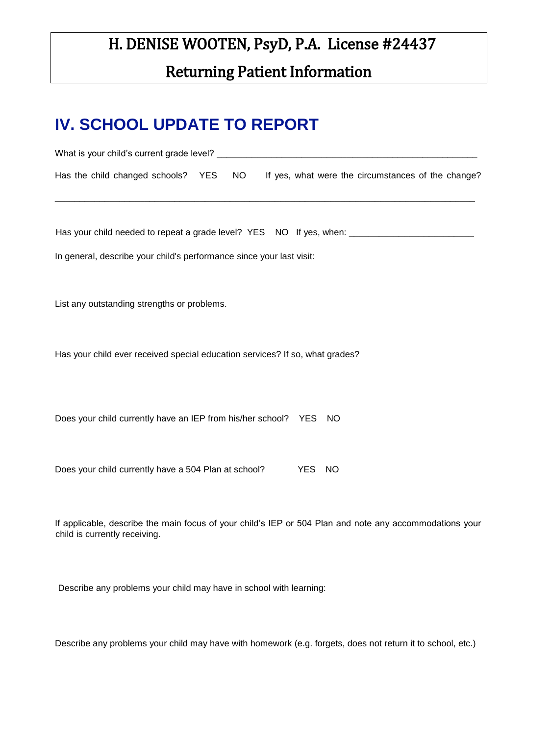# H. DENISE WOOTEN, PsyD, P.A. License #24437

## Returning Patient Information

## IV. SCHOOL UPDATE TO REPORT

What is your child's current grade level? ____________________________________________________

Has the child changed schools? YES NO If yes, what were the circumstances of the change?

_______________________________________________________________________________

Has your child needed to repeat a grade level? YES NO If yes, when: ________________________

In general, describe your child's performance since your last visit:

List any outstanding strengths or problems.

Has your child ever received special education services? If so, what grades?

Does your child currently have an IEP from his/her school? YES NO

Does your child currently have a 504 Plan at school? YES NO

If applicable, describe the main focus of your child's IEP or 504 Plan and note any accommodations your child is currently receiving.

Describe any problems your child may have in school with learning:

Describe any problems your child may have with homework (e.g. forgets, does not return it to school, etc.)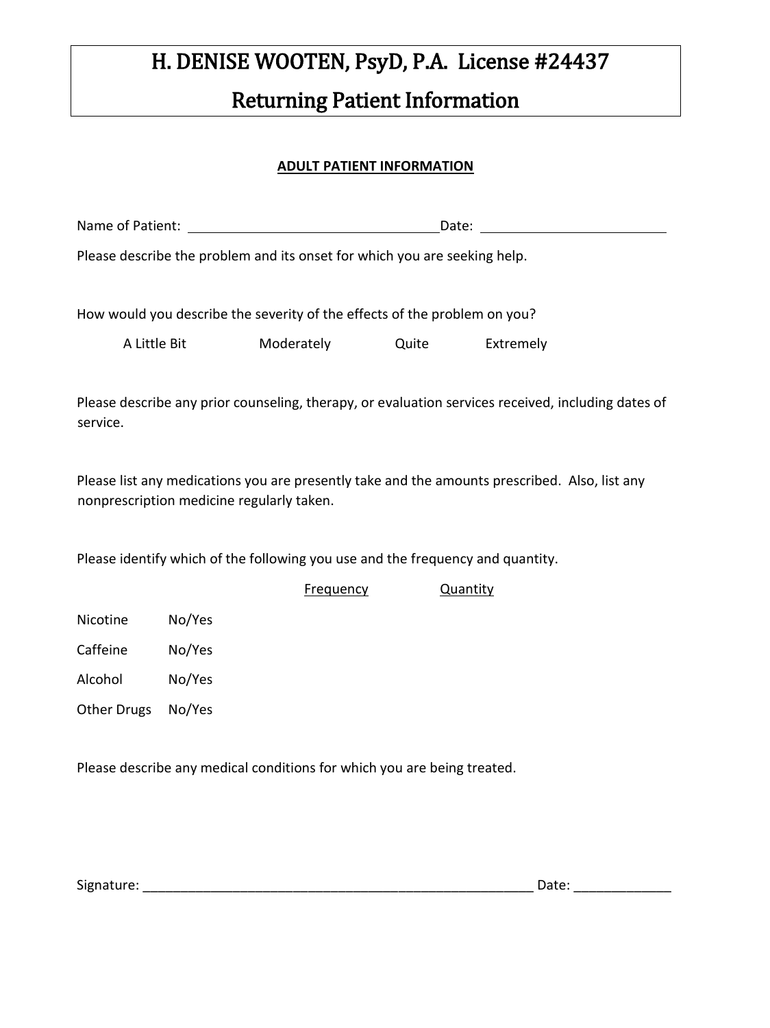# H. DENISE WOOTEN, PsyD, P.A. License #24437

# Returning Patient Information

**ADULT PATIENT INFORMATION**

Name of Patient: ______________________________ Date: ______________________

Please describe the problem and its onset for which you are seeking help.

How would you describe the severity of the effects of the problem on you?

A Little Bit    Moderately    Quite    Extremely

Please describe any prior counseling, therapy, or evaluation services received, including dates of service.

Please list any medications you are presently take and the amounts prescribed. Also, list any nonprescription medicine regularly taken.

Please identify which of the following you use and the frequency and quantity.

| | | Frequency | Quantity |
|---|---|---|---|
| Nicotine | No/Yes | | |
| Caffeine | No/Yes | | |
| Alcohol | No/Yes | | |
| Other Drugs | No/Yes | | |

Please describe any medical conditions for which you are being treated.

Signature: ________________________________________________ Date: _____________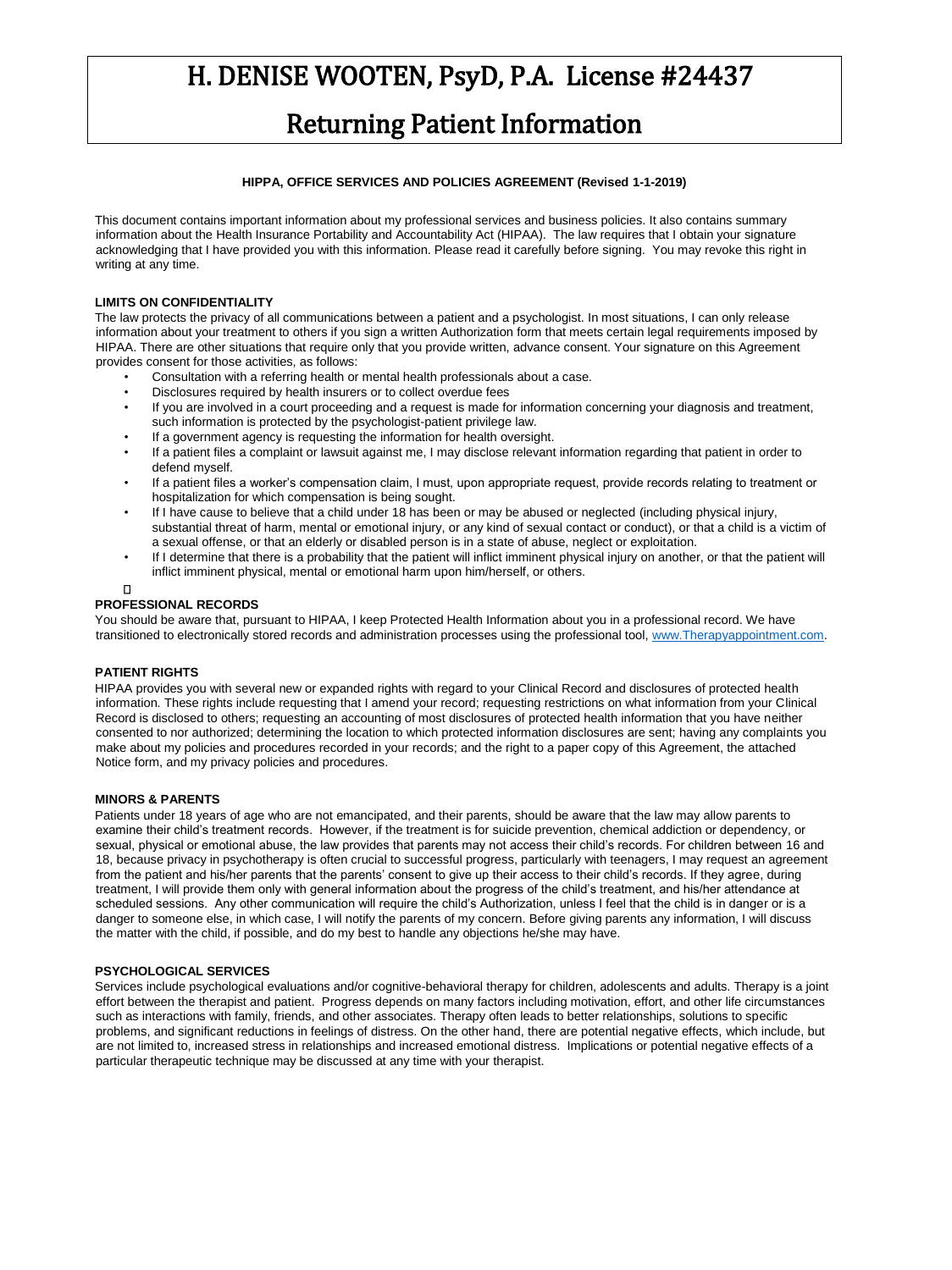# H. DENISE WOOTEN, PsyD, P.A. License #24437

# Returning Patient Information

**HIPPA, OFFICE SERVICES AND POLICIES AGREEMENT (Revised 1-1-2019)**

This document contains important information about my professional services and business policies. It also contains summary information about the Health Insurance Portability and Accountability Act (HIPAA). The law requires that I obtain your signature acknowledging that I have provided you with this information. Please read it carefully before signing. You may revoke this right in writing at any time.

**LIMITS ON CONFIDENTIALITY**

The law protects the privacy of all communications between a patient and a psychologist. In most situations, I can only release information about your treatment to others if you sign a written Authorization form that meets certain legal requirements imposed by HIPAA. There are other situations that require only that you provide written, advance consent. Your signature on this Agreement provides consent for those activities, as follows:

- Consultation with a referring health or mental health professionals about a case.
- Disclosures required by health insurers or to collect overdue fees
- If you are involved in a court proceeding and a request is made for information concerning your diagnosis and treatment, such information is protected by the psychologist-patient privilege law.
- If a government agency is requesting the information for health oversight.
- If a patient files a complaint or lawsuit against me, I may disclose relevant information regarding that patient in order to defend myself.
- If a patient files a worker's compensation claim, I must, upon appropriate request, provide records relating to treatment or hospitalization for which compensation is being sought.
- If I have cause to believe that a child under 18 has been or may be abused or neglected (including physical injury, substantial threat of harm, mental or emotional injury, or any kind of sexual contact or conduct), or that a child is a victim of a sexual offense, or that an elderly or disabled person is in a state of abuse, neglect or exploitation.
- If I determine that there is a probability that the patient will inflict imminent physical injury on another, or that the patient will inflict imminent physical, mental or emotional harm upon him/herself, or others.

**PROFESSIONAL RECORDS**

You should be aware that, pursuant to HIPAA, I keep Protected Health Information about you in a professional record. We have transitioned to electronically stored records and administration processes using the professional tool, www.Therapyappointment.com.

**PATIENT RIGHTS**

HIPAA provides you with several new or expanded rights with regard to your Clinical Record and disclosures of protected health information. These rights include requesting that I amend your record; requesting restrictions on what information from your Clinical Record is disclosed to others; requesting an accounting of most disclosures of protected health information that you have neither consented to nor authorized; determining the location to which protected information disclosures are sent; having any complaints you make about my policies and procedures recorded in your records; and the right to a paper copy of this Agreement, the attached Notice form, and my privacy policies and procedures.

**MINORS & PARENTS**

Patients under 18 years of age who are not emancipated, and their parents, should be aware that the law may allow parents to examine their child's treatment records. However, if the treatment is for suicide prevention, chemical addiction or dependency, or sexual, physical or emotional abuse, the law provides that parents may not access their child's records. For children between 16 and 18, because privacy in psychotherapy is often crucial to successful progress, particularly with teenagers, I may request an agreement from the patient and his/her parents that the parents' consent to give up their access to their child's records. If they agree, during treatment, I will provide them only with general information about the progress of the child's treatment, and his/her attendance at scheduled sessions. Any other communication will require the child's Authorization, unless I feel that the child is in danger or is a danger to someone else, in which case, I will notify the parents of my concern. Before giving parents any information, I will discuss the matter with the child, if possible, and do my best to handle any objections he/she may have.

**PSYCHOLOGICAL SERVICES**

Services include psychological evaluations and/or cognitive-behavioral therapy for children, adolescents and adults. Therapy is a joint effort between the therapist and patient. Progress depends on many factors including motivation, effort, and other life circumstances such as interactions with family, friends, and other associates. Therapy often leads to better relationships, solutions to specific problems, and significant reductions in feelings of distress. On the other hand, there are potential negative effects, which include, but are not limited to, increased stress in relationships and increased emotional distress. Implications or potential negative effects of a particular therapeutic technique may be discussed at any time with your therapist.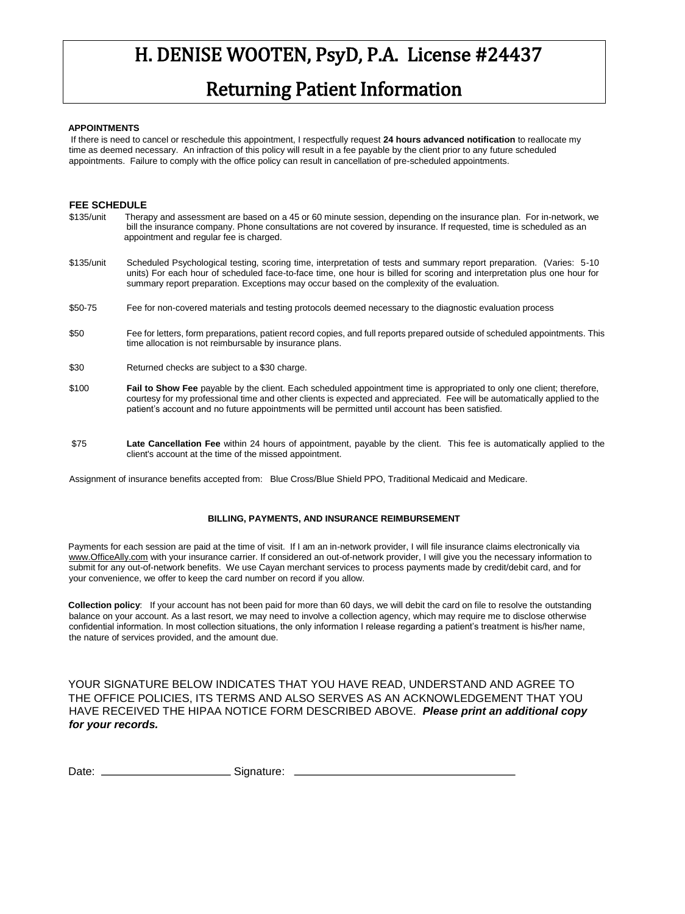# H. DENISE WOOTEN, PsyD, P.A. License #24437

## Returning Patient Information

**APPOINTMENTS**

If there is need to cancel or reschedule this appointment, I respectfully request **24 hours advanced notification** to reallocate my time as deemed necessary. An infraction of this policy will result in a fee payable by the client prior to any future scheduled appointments. Failure to comply with the office policy can result in cancellation of pre-scheduled appointments.

**FEE SCHEDULE**

| | |
|---|---|
| $135/unit | Therapy and assessment are based on a 45 or 60 minute session, depending on the insurance plan. For in-network, we bill the insurance company. Phone consultations are not covered by insurance. If requested, time is scheduled as an appointment and regular fee is charged. |
| $135/unit | Scheduled Psychological testing, scoring time, interpretation of tests and summary report preparation. (Varies: 5-10 units) For each hour of scheduled face-to-face time, one hour is billed for scoring and interpretation plus one hour for summary report preparation. Exceptions may occur based on the complexity of the evaluation. |
| $50-75 | Fee for non-covered materials and testing protocols deemed necessary to the diagnostic evaluation process |
| $50 | Fee for letters, form preparations, patient record copies, and full reports prepared outside of scheduled appointments. This time allocation is not reimbursable by insurance plans. |
| $30 | Returned checks are subject to a $30 charge. |
| $100 | **Fail to Show Fee** payable by the client. Each scheduled appointment time is appropriated to only one client; therefore, courtesy for my professional time and other clients is expected and appreciated. Fee will be automatically applied to the patient's account and no future appointments will be permitted until account has been satisfied. |
| $75 | **Late Cancellation Fee** within 24 hours of appointment, payable by the client. This fee is automatically applied to the client's account at the time of the missed appointment. |

Assignment of insurance benefits accepted from: Blue Cross/Blue Shield PPO, Traditional Medicaid and Medicare.

**BILLING, PAYMENTS, AND INSURANCE REIMBURSEMENT**

Payments for each session are paid at the time of visit. If I am an in-network provider, I will file insurance claims electronically via www.OfficeAlly.com with your insurance carrier. If considered an out-of-network provider, I will give you the necessary information to submit for any out-of-network benefits. We use Cayan merchant services to process payments made by credit/debit card, and for your convenience, we offer to keep the card number on record if you allow.

**Collection policy**: If your account has not been paid for more than 60 days, we will debit the card on file to resolve the outstanding balance on your account. As a last resort, we may need to involve a collection agency, which may require me to disclose otherwise confidential information. In most collection situations, the only information I release regarding a patient's treatment is his/her name, the nature of services provided, and the amount due.

YOUR SIGNATURE BELOW INDICATES THAT YOU HAVE READ, UNDERSTAND AND AGREE TO THE OFFICE POLICIES, ITS TERMS AND ALSO SERVES AS AN ACKNOWLEDGEMENT THAT YOU HAVE RECEIVED THE HIPAA NOTICE FORM DESCRIBED ABOVE. ***Please print an additional copy for your records.***

Date: ____________________ Signature: ___________________________________